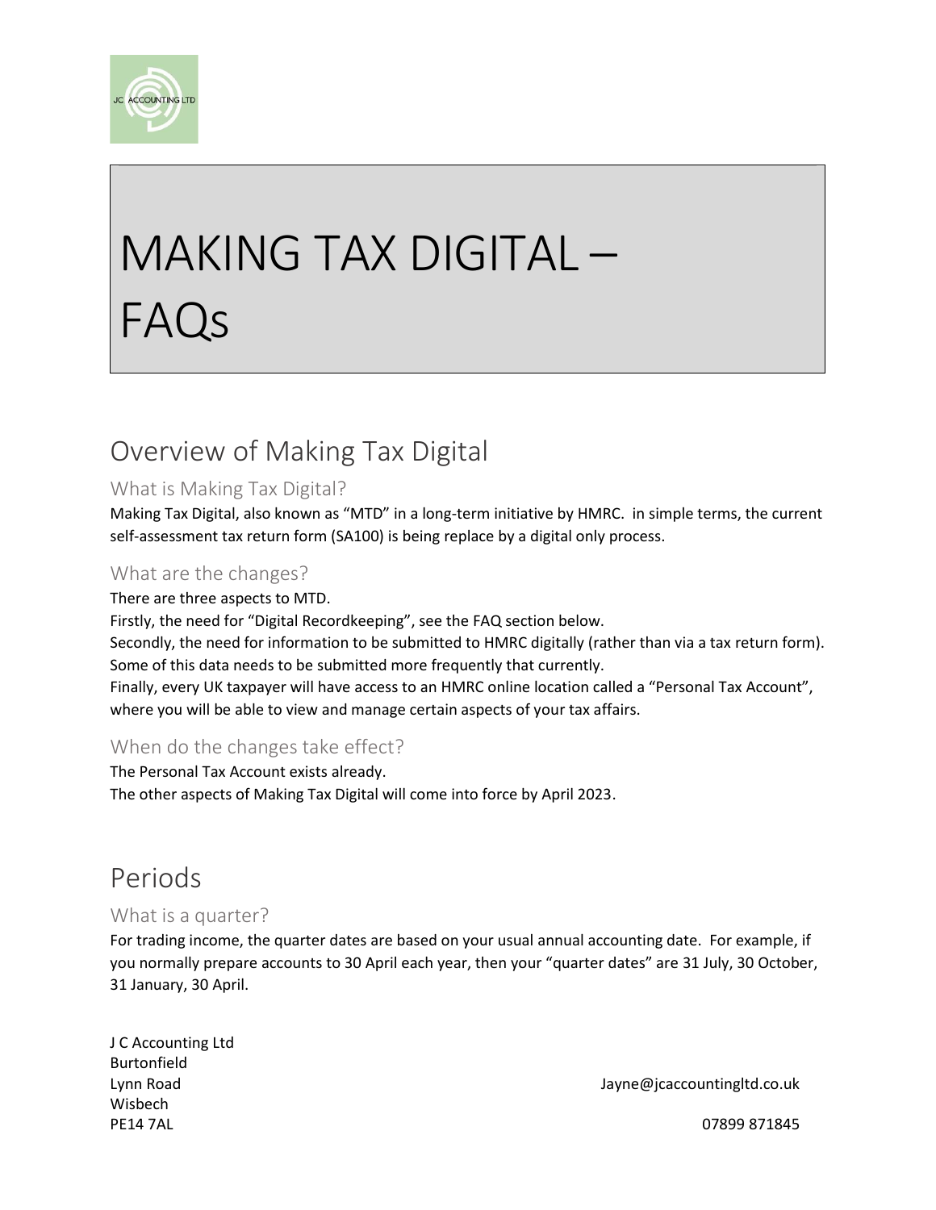# MAKING TAX DIGITAL – FAQs

## Overview of Making Tax Digital

### What is Making Tax Digital?

Making Tax Digital, also known as "MTD" in a long-term initiative by HMRC. in simple terms, the current self-assessment tax return form (SA100) is being replace by a digital only process.

### What are the changes?

There are three aspects to MTD.
Firstly, the need for "Digital Recordkeeping", see the FAQ section below.
Secondly, the need for information to be submitted to HMRC digitally (rather than via a tax return form). Some of this data needs to be submitted more frequently that currently.
Finally, every UK taxpayer will have access to an HMRC online location called a "Personal Tax Account", where you will be able to view and manage certain aspects of your tax affairs.

### When do the changes take effect?

The Personal Tax Account exists already.
The other aspects of Making Tax Digital will come into force by April 2023.

## Periods

### What is a quarter?

For trading income, the quarter dates are based on your usual annual accounting date. For example, if you normally prepare accounts to 30 April each year, then your "quarter dates" are 31 July, 30 October, 31 January, 30 April.

J C Accounting Ltd
Burtonfield
Lynn Road
Wisbech
PE14 7AL

Jayne@jcaccountingltd.co.uk

07899 871845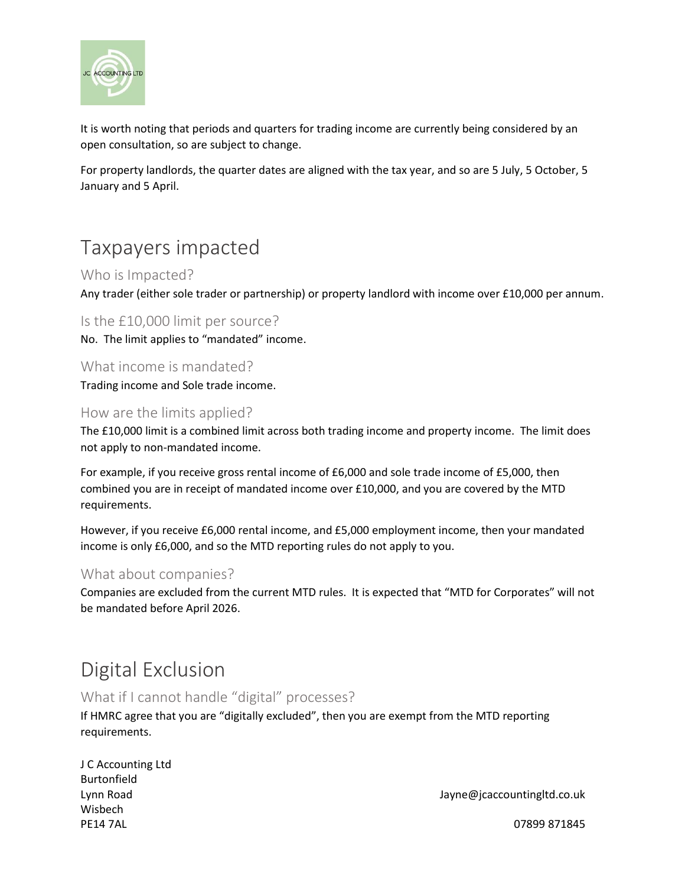It is worth noting that periods and quarters for trading income are currently being considered by an open consultation, so are subject to change.

For property landlords, the quarter dates are aligned with the tax year, and so are 5 July, 5 October, 5 January and 5 April.

# Taxpayers impacted

## Who is Impacted?

Any trader (either sole trader or partnership) or property landlord with income over £10,000 per annum.

## Is the £10,000 limit per source?

No. The limit applies to "mandated" income.

## What income is mandated?

Trading income and Sole trade income.

## How are the limits applied?

The £10,000 limit is a combined limit across both trading income and property income. The limit does not apply to non-mandated income.

For example, if you receive gross rental income of £6,000 and sole trade income of £5,000, then combined you are in receipt of mandated income over £10,000, and you are covered by the MTD requirements.

However, if you receive £6,000 rental income, and £5,000 employment income, then your mandated income is only £6,000, and so the MTD reporting rules do not apply to you.

## What about companies?

Companies are excluded from the current MTD rules. It is expected that "MTD for Corporates" will not be mandated before April 2026.

# Digital Exclusion

## What if I cannot handle "digital" processes?

If HMRC agree that you are "digitally excluded", then you are exempt from the MTD reporting requirements.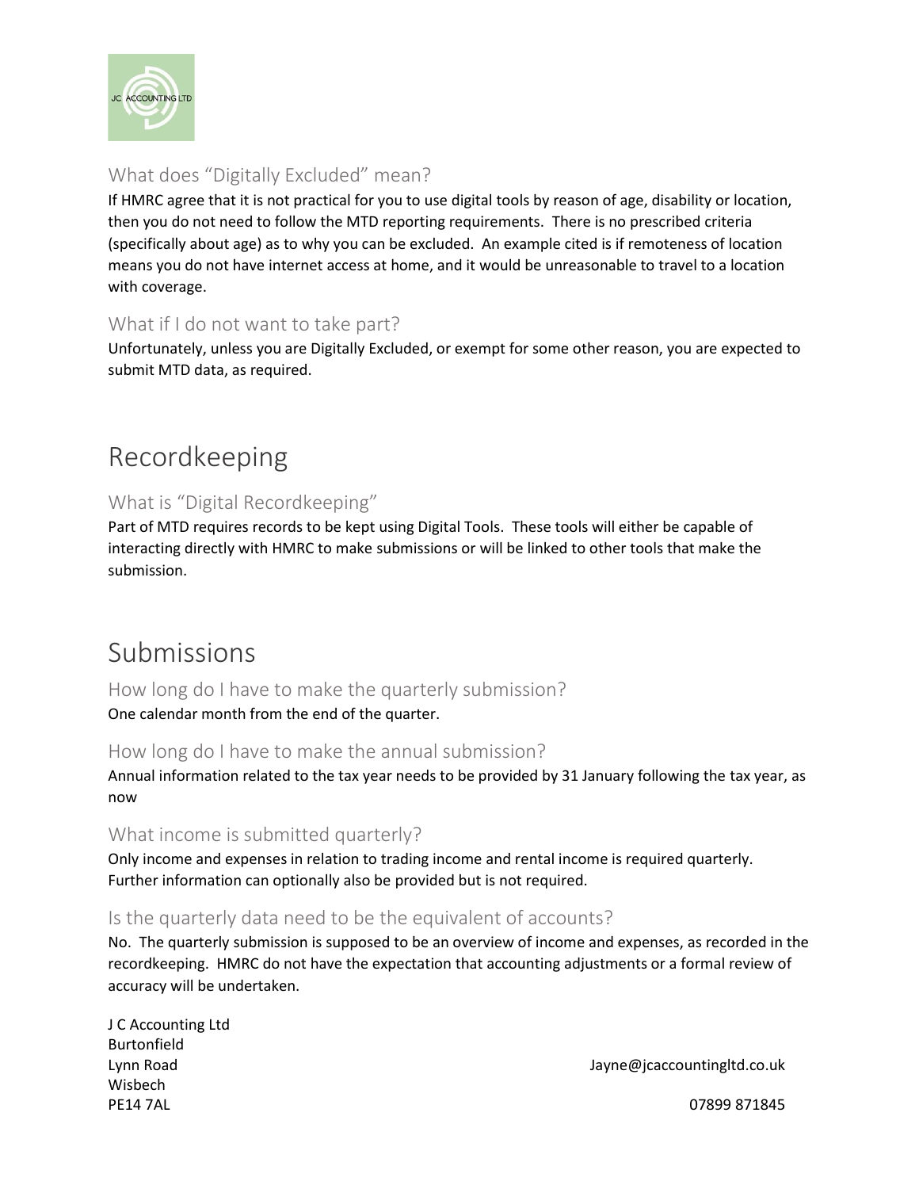### What does "Digitally Excluded" mean?

If HMRC agree that it is not practical for you to use digital tools by reason of age, disability or location, then you do not need to follow the MTD reporting requirements. There is no prescribed criteria (specifically about age) as to why you can be excluded. An example cited is if remoteness of location means you do not have internet access at home, and it would be unreasonable to travel to a location with coverage.

### What if I do not want to take part?

Unfortunately, unless you are Digitally Excluded, or exempt for some other reason, you are expected to submit MTD data, as required.

## Recordkeeping

### What is "Digital Recordkeeping"

Part of MTD requires records to be kept using Digital Tools. These tools will either be capable of interacting directly with HMRC to make submissions or will be linked to other tools that make the submission.

## Submissions

### How long do I have to make the quarterly submission?

One calendar month from the end of the quarter.

### How long do I have to make the annual submission?

Annual information related to the tax year needs to be provided by 31 January following the tax year, as now

### What income is submitted quarterly?

Only income and expenses in relation to trading income and rental income is required quarterly. Further information can optionally also be provided but is not required.

### Is the quarterly data need to be the equivalent of accounts?

No. The quarterly submission is supposed to be an overview of income and expenses, as recorded in the recordkeeping. HMRC do not have the expectation that accounting adjustments or a formal review of accuracy will be undertaken.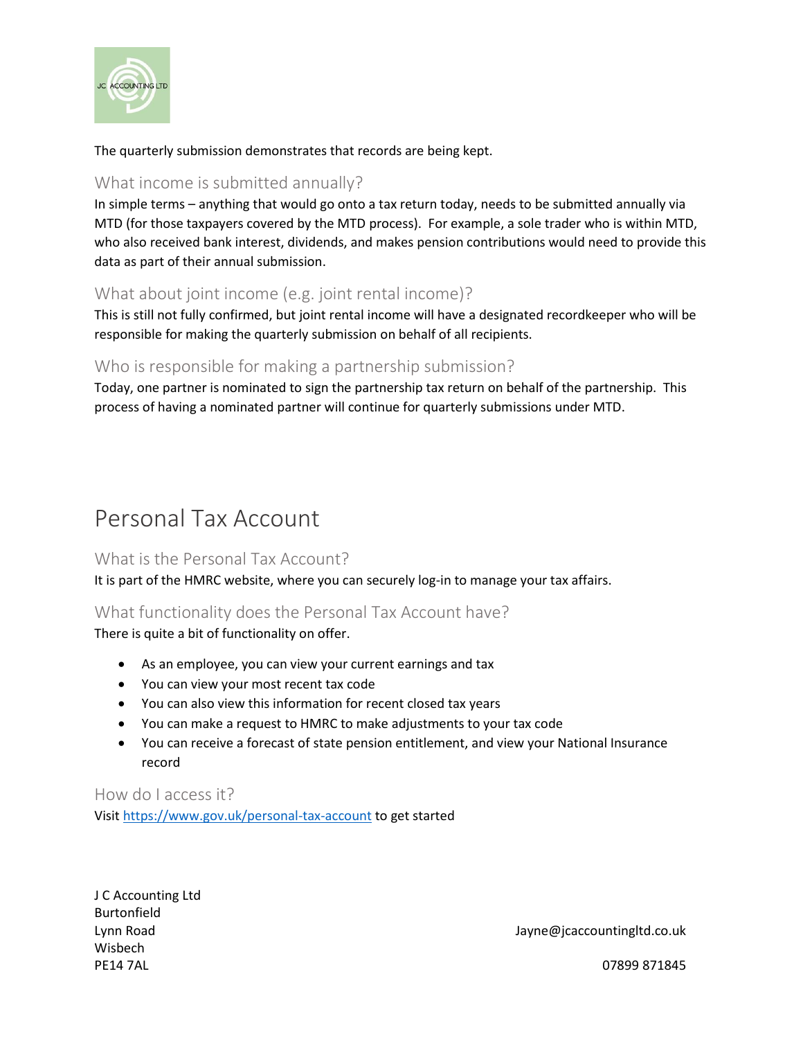The quarterly submission demonstrates that records are being kept.

### What income is submitted annually?

In simple terms – anything that would go onto a tax return today, needs to be submitted annually via MTD (for those taxpayers covered by the MTD process). For example, a sole trader who is within MTD, who also received bank interest, dividends, and makes pension contributions would need to provide this data as part of their annual submission.

### What about joint income (e.g. joint rental income)?

This is still not fully confirmed, but joint rental income will have a designated recordkeeper who will be responsible for making the quarterly submission on behalf of all recipients.

### Who is responsible for making a partnership submission?

Today, one partner is nominated to sign the partnership tax return on behalf of the partnership. This process of having a nominated partner will continue for quarterly submissions under MTD.

## Personal Tax Account

### What is the Personal Tax Account?

It is part of the HMRC website, where you can securely log-in to manage your tax affairs.

### What functionality does the Personal Tax Account have?

There is quite a bit of functionality on offer.

- As an employee, you can view your current earnings and tax
- You can view your most recent tax code
- You can also view this information for recent closed tax years
- You can make a request to HMRC to make adjustments to your tax code
- You can receive a forecast of state pension entitlement, and view your National Insurance record

### How do I access it?

Visit [https://www.gov.uk/personal-tax-account](https://www.gov.uk/personal-tax-account) to get started

J C Accounting Ltd
Burtonfield
Lynn Road
Wisbech
PE14 7AL

Jayne@jcaccountingltd.co.uk

07899 871845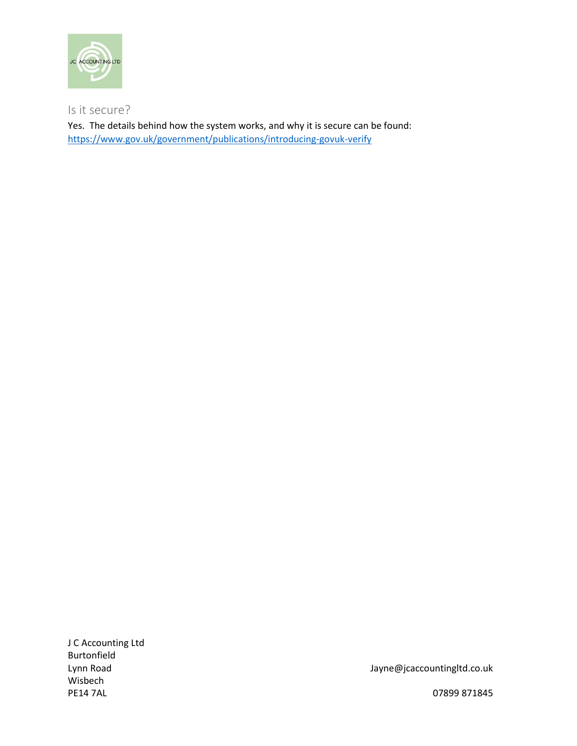## Is it secure?

Yes. The details behind how the system works, and why it is secure can be found: https://www.gov.uk/government/publications/introducing-govuk-verify